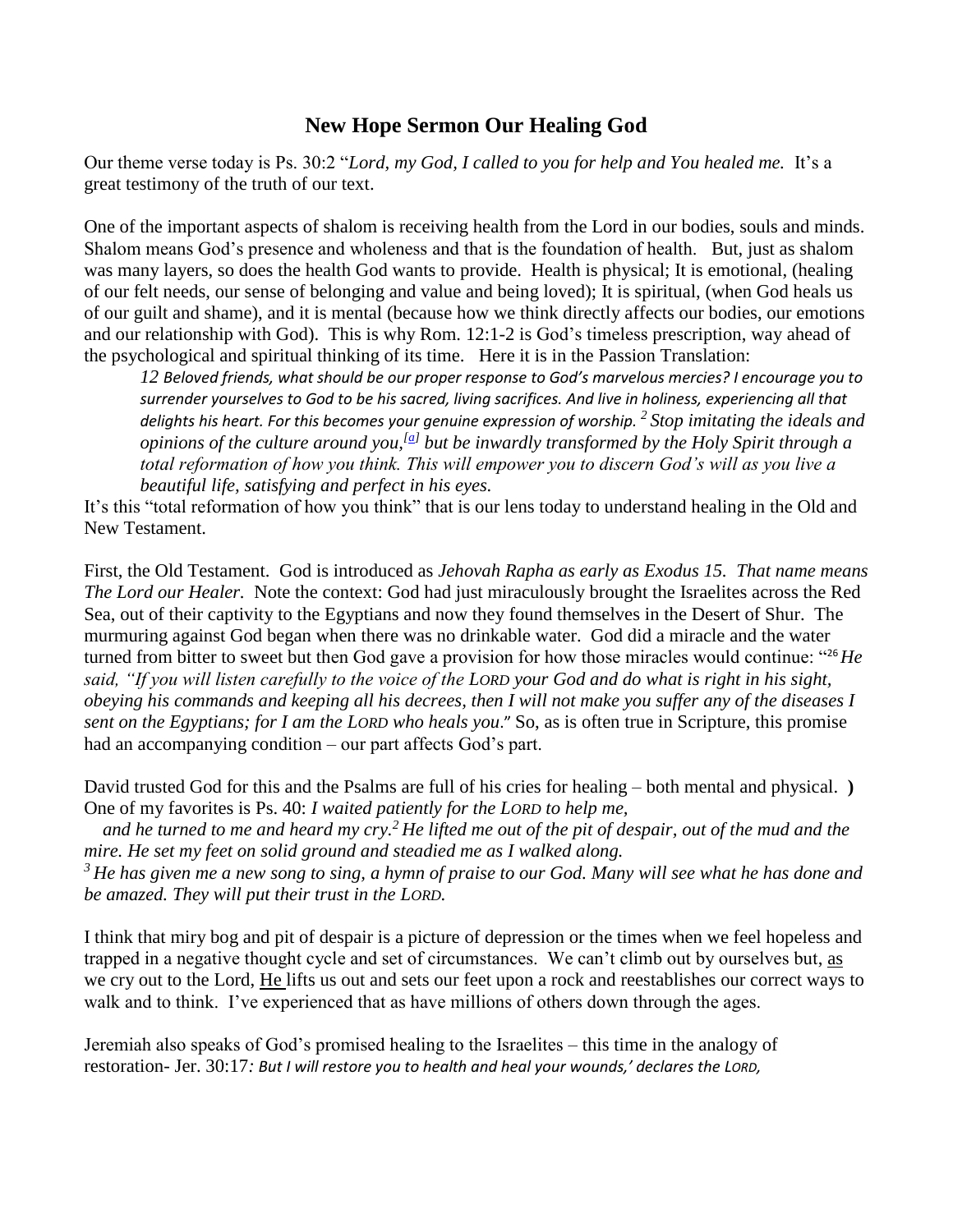## New Hope Sermon Our Healing God

Our theme verse today is Ps. 30:2 "*Lord, my God, I called to you for help and You healed me.* It's a great testimony of the truth of our text.

One of the important aspects of shalom is receiving health from the Lord in our bodies, souls and minds. Shalom means God's presence and wholeness and that is the foundation of health. But, just as shalom was many layers, so does the health God wants to provide. Health is physical; It is emotional, (healing of our felt needs, our sense of belonging and value and being loved); It is spiritual, (when God heals us of our guilt and shame), and it is mental (because how we think directly affects our bodies, our emotions and our relationship with God). This is why Rom. 12:1-2 is God's timeless prescription, way ahead of the psychological and spiritual thinking of its time. Here it is in the Passion Translation:

> *12 Beloved friends, what should be our proper response to God's marvelous mercies? I encourage you to surrender yourselves to God to be his sacred, living sacrifices. And live in holiness, experiencing all that delights his heart. For this becomes your genuine expression of worship. 2 Stop imitating the ideals and opinions of the culture around you,[a] but be inwardly transformed by the Holy Spirit through a total reformation of how you think. This will empower you to discern God's will as you live a beautiful life, satisfying and perfect in his eyes.*

It's this "total reformation of how you think" that is our lens today to understand healing in the Old and New Testament.

First, the Old Testament. God is introduced as *Jehovah Rapha as early as Exodus 15. That name means The Lord our Healer.* Note the context: God had just miraculously brought the Israelites across the Red Sea, out of their captivity to the Egyptians and now they found themselves in the Desert of Shur. The murmuring against God began when there was no drinkable water. God did a miracle and the water turned from bitter to sweet but then God gave a provision for how those miracles would continue: "26 *He said, "If you will listen carefully to the voice of the LORD your God and do what is right in his sight, obeying his commands and keeping all his decrees, then I will not make you suffer any of the diseases I sent on the Egyptians; for I am the LORD who heals you*." So, as is often true in Scripture, this promise had an accompanying condition – our part affects God's part.

David trusted God for this and the Psalms are full of his cries for healing – both mental and physical. **)** One of my favorites is Ps. 40: *I waited patiently for the LORD to help me, and he turned to me and heard my cry. 2 He lifted me out of the pit of despair, out of the mud and the mire. He set my feet on solid ground and steadied me as I walked along.*
*3 He has given me a new song to sing, a hymn of praise to our God. Many will see what he has done and be amazed. They will put their trust in the LORD.*

I think that miry bog and pit of despair is a picture of depression or the times when we feel hopeless and trapped in a negative thought cycle and set of circumstances. We can't climb out by ourselves but, as we cry out to the Lord, He lifts us out and sets our feet upon a rock and reestablishes our correct ways to walk and to think. I've experienced that as have millions of others down through the ages.

Jeremiah also speaks of God's promised healing to the Israelites – this time in the analogy of restoration- Jer. 30:17*: But I will restore you to health and heal your wounds,' declares the LORD,*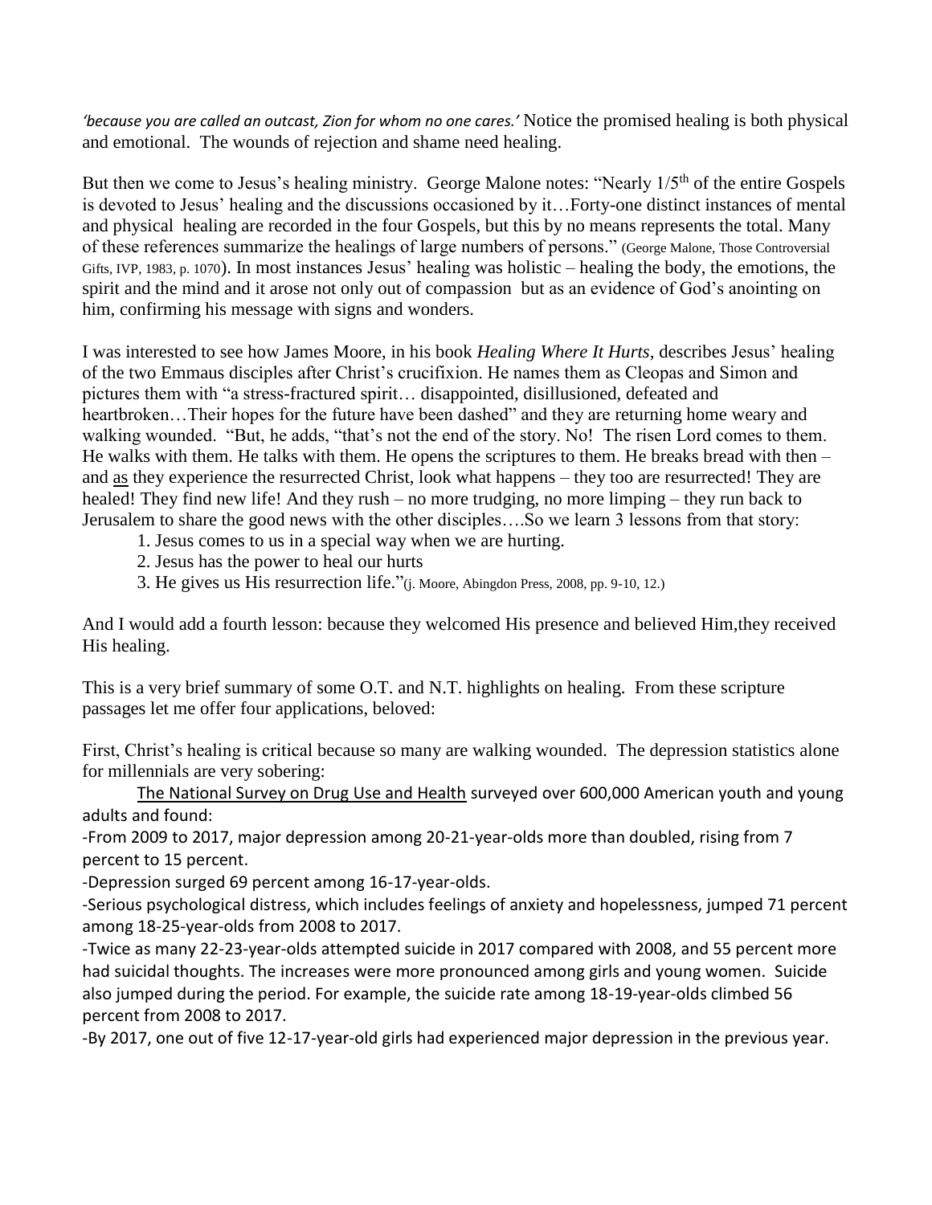*'because you are called an outcast, Zion for whom no one cares.'* Notice the promised healing is both physical and emotional. The wounds of rejection and shame need healing.

But then we come to Jesus's healing ministry. George Malone notes: "Nearly 1/5th of the entire Gospels is devoted to Jesus' healing and the discussions occasioned by it…Forty-one distinct instances of mental and physical healing are recorded in the four Gospels, but this by no means represents the total. Many of these references summarize the healings of large numbers of persons." (George Malone, Those Controversial Gifts, IVP, 1983, p. 1070). In most instances Jesus' healing was holistic – healing the body, the emotions, the spirit and the mind and it arose not only out of compassion but as an evidence of God's anointing on him, confirming his message with signs and wonders.

I was interested to see how James Moore, in his book *Healing Where It Hurts*, describes Jesus' healing of the two Emmaus disciples after Christ's crucifixion. He names them as Cleopas and Simon and pictures them with "a stress-fractured spirit… disappointed, disillusioned, defeated and heartbroken…Their hopes for the future have been dashed" and they are returning home weary and walking wounded. "But, he adds, "that's not the end of the story. No! The risen Lord comes to them. He walks with them. He talks with them. He opens the scriptures to them. He breaks bread with then – and <u>as</u> they experience the resurrected Christ, look what happens – they too are resurrected! They are healed! They find new life! And they rush – no more trudging, no more limping – they run back to Jerusalem to share the good news with the other disciples….So we learn 3 lessons from that story:

1. Jesus comes to us in a special way when we are hurting.
2. Jesus has the power to heal our hurts
3. He gives us His resurrection life."(j. Moore, Abingdon Press, 2008, pp. 9-10, 12.)

And I would add a fourth lesson: because they welcomed His presence and believed Him,they received His healing.

This is a very brief summary of some O.T. and N.T. highlights on healing. From these scripture passages let me offer four applications, beloved:

First, Christ's healing is critical because so many are walking wounded. The depression statistics alone for millennials are very sobering:

<u>The National Survey on Drug Use and Health</u> surveyed over 600,000 American youth and young adults and found:

-From 2009 to 2017, major depression among 20-21-year-olds more than doubled, rising from 7 percent to 15 percent.

-Depression surged 69 percent among 16-17-year-olds.

-Serious psychological distress, which includes feelings of anxiety and hopelessness, jumped 71 percent among 18-25-year-olds from 2008 to 2017.

-Twice as many 22-23-year-olds attempted suicide in 2017 compared with 2008, and 55 percent more had suicidal thoughts. The increases were more pronounced among girls and young women. Suicide also jumped during the period. For example, the suicide rate among 18-19-year-olds climbed 56 percent from 2008 to 2017.

-By 2017, one out of five 12-17-year-old girls had experienced major depression in the previous year.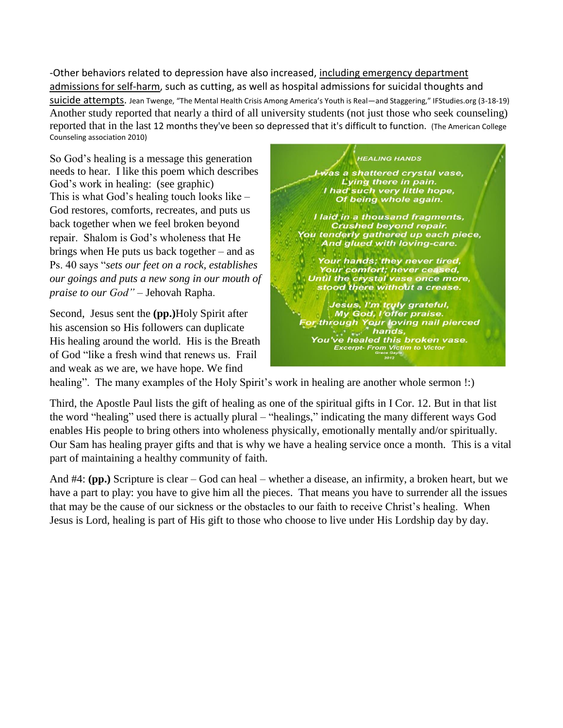-Other behaviors related to depression have also increased, including emergency department admissions for self-harm, such as cutting, as well as hospital admissions for suicidal thoughts and suicide attempts. Jean Twenge, "The Mental Health Crisis Among America's Youth is Real—and Staggering," IFStudies.org (3-18-19) Another study reported that nearly a third of all university students (not just those who seek counseling) reported that in the last 12 months they've been so depressed that it's difficult to function. (The American College Counseling association 2010)

So God's healing is a message this generation needs to hear. I like this poem which describes God's work in healing: (see graphic) This is what God's healing touch looks like – God restores, comforts, recreates, and puts us back together when we feel broken beyond repair. Shalom is God's wholeness that He brings when He puts us back together – and as Ps. 40 says "*sets our feet on a rock, establishes our goings and puts a new song in our mouth of praise to our God"* – Jehovah Rapha.

**HEALING HANDS**

*I was a shattered crystal vase,*
*Lying there in pain.*
*I had such very little hope,*
*Of being whole again.*

*I laid in a thousand fragments,*
*Crushed beyond repair.*
*You tenderly gathered up each piece,*
*And glued with loving-care.*

*Your hands; they never tired,*
*Your comfort; never ceased,*
*Until the crystal vase once more,*
*stood there without a crease.*

*Jesus, I'm truly grateful,*
*My God, I offer praise.*
*For through Your loving nail pierced hands,*
*You've healed this broken vase.*

*Excerpt- From Victim to Victor*
*Grace Gayle*
*2012*

Second, Jesus sent the **(pp.)**Holy Spirit after his ascension so His followers can duplicate His healing around the world. His is the Breath of God "like a fresh wind that renews us. Frail and weak as we are, we have hope. We find healing". The many examples of the Holy Spirit's work in healing are another whole sermon !:)

Third, the Apostle Paul lists the gift of healing as one of the spiritual gifts in I Cor. 12. But in that list the word "healing" used there is actually plural – "healings," indicating the many different ways God enables His people to bring others into wholeness physically, emotionally mentally and/or spiritually. Our Sam has healing prayer gifts and that is why we have a healing service once a month. This is a vital part of maintaining a healthy community of faith.

And #4: **(pp.)** Scripture is clear – God can heal – whether a disease, an infirmity, a broken heart, but we have a part to play: you have to give him all the pieces. That means you have to surrender all the issues that may be the cause of our sickness or the obstacles to our faith to receive Christ's healing. When Jesus is Lord, healing is part of His gift to those who choose to live under His Lordship day by day.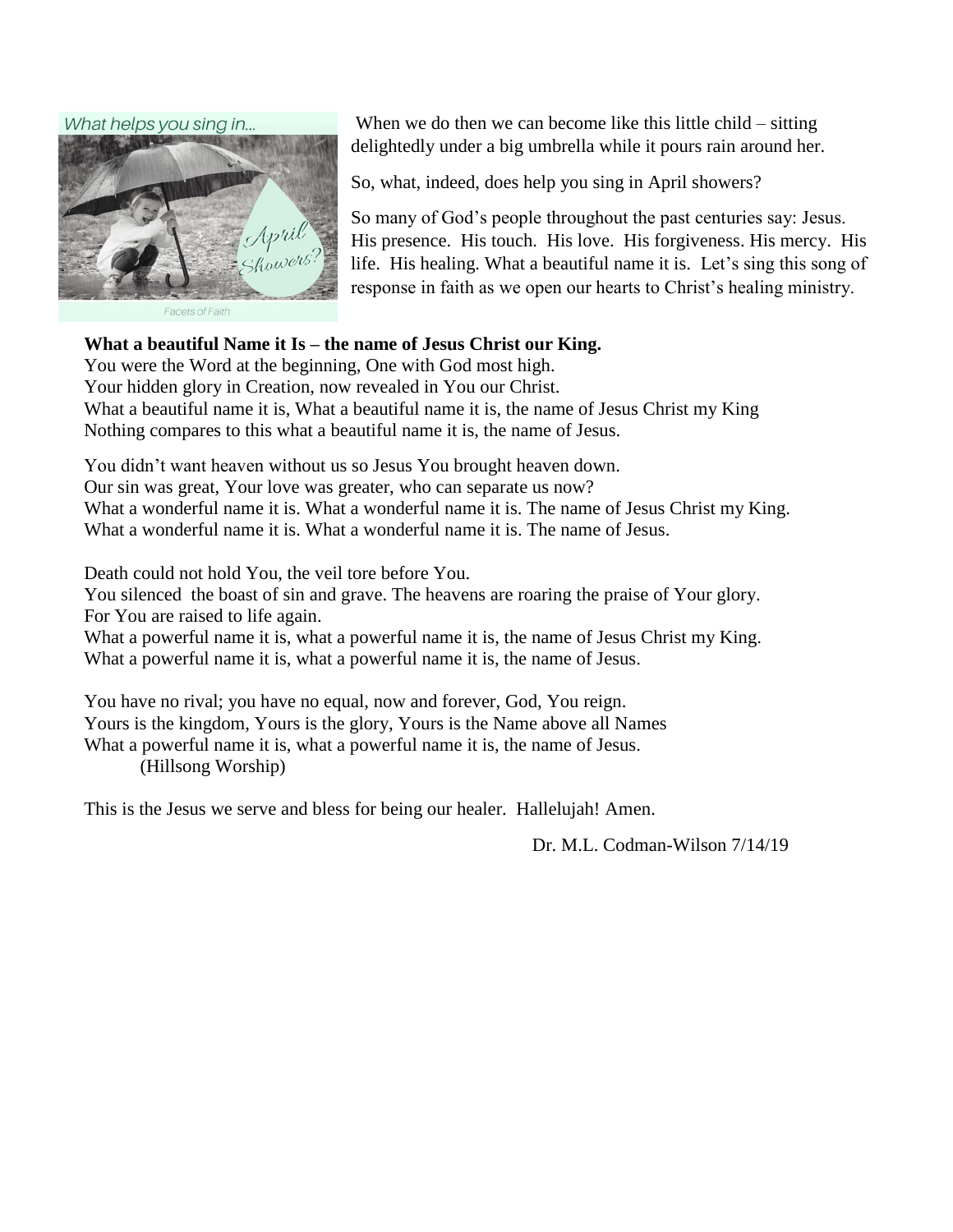When we do then we can become like this little child – sitting delightedly under a big umbrella while it pours rain around her.

So, what, indeed, does help you sing in April showers?

So many of God's people throughout the past centuries say: Jesus. His presence. His touch. His love. His forgiveness. His mercy. His life. His healing. What a beautiful name it is. Let's sing this song of response in faith as we open our hearts to Christ's healing ministry.

**What a beautiful Name it Is – the name of Jesus Christ our King.**
You were the Word at the beginning, One with God most high.
Your hidden glory in Creation, now revealed in You our Christ.
What a beautiful name it is, What a beautiful name it is, the name of Jesus Christ my King
Nothing compares to this what a beautiful name it is, the name of Jesus.

You didn't want heaven without us so Jesus You brought heaven down.
Our sin was great, Your love was greater, who can separate us now?
What a wonderful name it is. What a wonderful name it is. The name of Jesus Christ my King.
What a wonderful name it is. What a wonderful name it is. The name of Jesus.

Death could not hold You, the veil tore before You.
You silenced the boast of sin and grave. The heavens are roaring the praise of Your glory.
For You are raised to life again.
What a powerful name it is, what a powerful name it is, the name of Jesus Christ my King.
What a powerful name it is, what a powerful name it is, the name of Jesus.

You have no rival; you have no equal, now and forever, God, You reign.
Yours is the kingdom, Yours is the glory, Yours is the Name above all Names
What a powerful name it is, what a powerful name it is, the name of Jesus.
(Hillsong Worship)

This is the Jesus we serve and bless for being our healer. Hallelujah! Amen.

Dr. M.L. Codman-Wilson 7/14/19